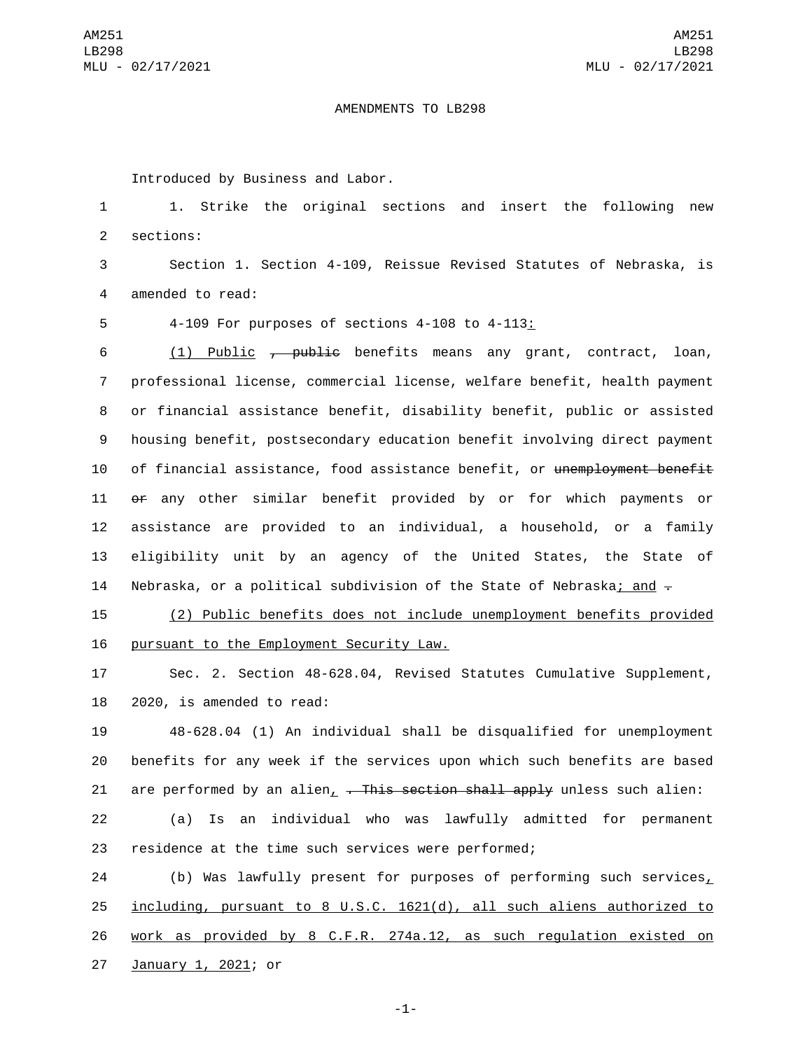AMENDMENTS TO LB298

Introduced by Business and Labor.

1. Strike the original sections and insert the following new sections:

Section 1. Section 4-109, Reissue Revised Statutes of Nebraska, is amended to read:

4-109 For purposes of sections 4-108 to 4-113:

(1) Public , public benefits means any grant, contract, loan, professional license, commercial license, welfare benefit, health payment or financial assistance benefit, disability benefit, public or assisted housing benefit, postsecondary education benefit involving direct payment of financial assistance, food assistance benefit, or unemployment benefit or any other similar benefit provided by or for which payments or assistance are provided to an individual, a household, or a family eligibility unit by an agency of the United States, the State of Nebraska, or a political subdivision of the State of Nebraska; and .

(2) Public benefits does not include unemployment benefits provided pursuant to the Employment Security Law.

Sec. 2. Section 48-628.04, Revised Statutes Cumulative Supplement, 2020, is amended to read:

48-628.04 (1) An individual shall be disqualified for unemployment benefits for any week if the services upon which such benefits are based are performed by an alien, . This section shall apply unless such alien:

(a) Is an individual who was lawfully admitted for permanent residence at the time such services were performed;

(b) Was lawfully present for purposes of performing such services, including, pursuant to 8 U.S.C. 1621(d), all such aliens authorized to work as provided by 8 C.F.R. 274a.12, as such regulation existed on January 1, 2021; or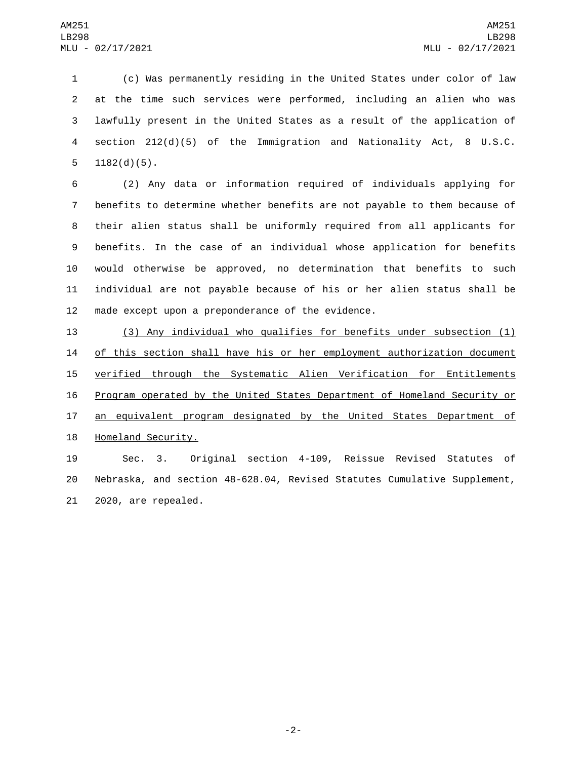(c) Was permanently residing in the United States under color of law at the time such services were performed, including an alien who was lawfully present in the United States as a result of the application of section 212(d)(5) of the Immigration and Nationality Act, 8 U.S.C. 1182(d)(5).

(2) Any data or information required of individuals applying for benefits to determine whether benefits are not payable to them because of their alien status shall be uniformly required from all applicants for benefits. In the case of an individual whose application for benefits would otherwise be approved, no determination that benefits to such individual are not payable because of his or her alien status shall be made except upon a preponderance of the evidence.

<u>(3) Any individual who qualifies for benefits under subsection (1) of this section shall have his or her employment authorization document verified through the Systematic Alien Verification for Entitlements Program operated by the United States Department of Homeland Security or an equivalent program designated by the United States Department of Homeland Security.</u>

Sec. 3. Original section 4-109, Reissue Revised Statutes of Nebraska, and section 48-628.04, Revised Statutes Cumulative Supplement, 2020, are repealed.